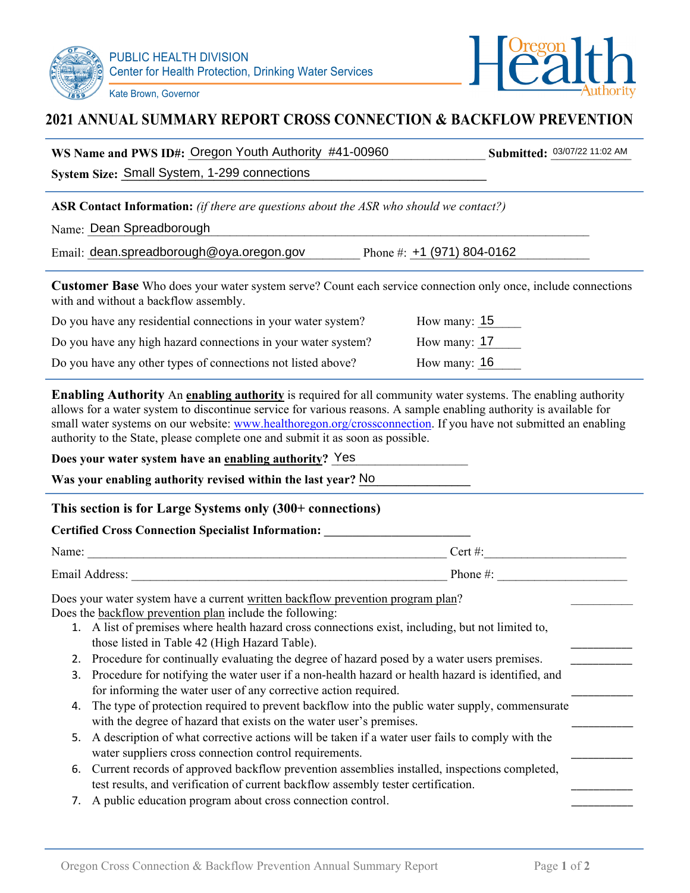PUBLIC HEALTH DIVISION
Center for Health Protection, Drinking Water Services

Kate Brown, Governor

Oregon Health Authority

# 2021 ANNUAL SUMMARY REPORT CROSS CONNECTION & BACKFLOW PREVENTION

**WS Name and PWS ID#:** Oregon Youth Authority #41-00960 **Submitted:** 03/07/22 11:02 AM

**System Size:** Small System, 1-299 connections

**ASR Contact Information:** *(if there are questions about the ASR who should we contact?)*

Name: Dean Spreadborough

Email: dean.spreadborough@oya.oregon.gov Phone #: +1 (971) 804-0162

**Customer Base** Who does your water system serve? Count each service connection only once, include connections with and without a backflow assembly.

Do you have any residential connections in your water system? How many: 15

Do you have any high hazard connections in your water system? How many: 17

Do you have any other types of connections not listed above? How many: 16

**Enabling Authority** An enabling authority is required for all community water systems. The enabling authority allows for a water system to discontinue service for various reasons. A sample enabling authority is available for small water systems on our website: www.healthoregon.org/crossconnection. If you have not submitted an enabling authority to the State, please complete one and submit it as soon as possible.

**Does your water system have an enabling authority?** Yes

**Was your enabling authority revised within the last year?** No

**This section is for Large Systems only (300+ connections)**

**Certified Cross Connection Specialist Information:** ______________________

Name: ______________________ Cert #: ______________________

Email Address: ______________________ Phone #: ______________________

Does your water system have a current written backflow prevention program plan? __________

Does the backflow prevention plan include the following:

1. A list of premises where health hazard cross connections exist, including, but not limited to, those listed in Table 42 (High Hazard Table). __________
2. Procedure for continually evaluating the degree of hazard posed by a water users premises. __________
3. Procedure for notifying the water user if a non-health hazard or health hazard is identified, and for informing the water user of any corrective action required. __________
4. The type of protection required to prevent backflow into the public water supply, commensurate with the degree of hazard that exists on the water user's premises. __________
5. A description of what corrective actions will be taken if a water user fails to comply with the water suppliers cross connection control requirements. __________
6. Current records of approved backflow prevention assemblies installed, inspections completed, test results, and verification of current backflow assembly tester certification. __________
7. A public education program about cross connection control. __________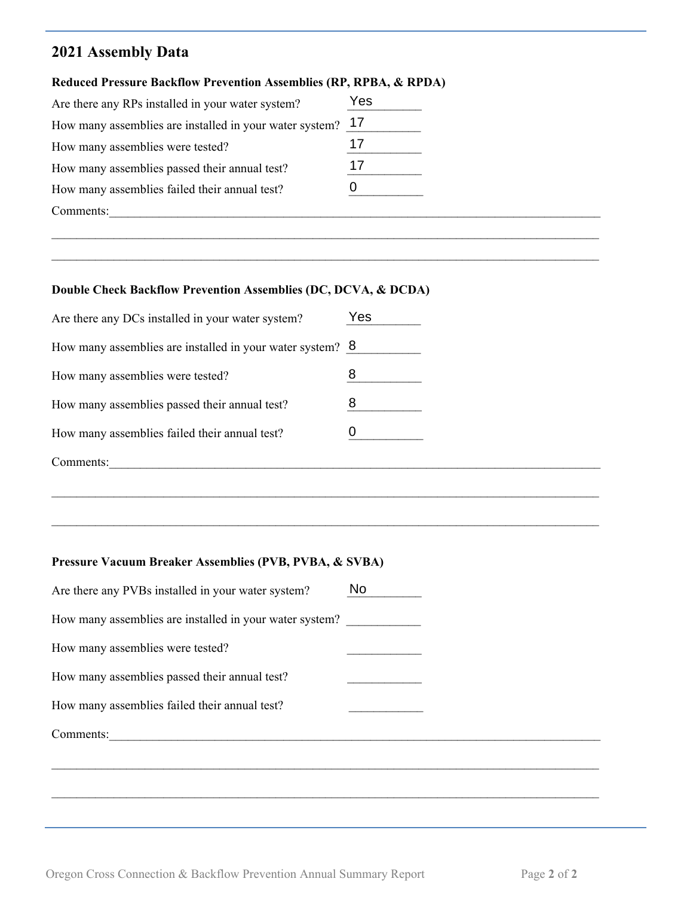## 2021 Assembly Data

### Reduced Pressure Backflow Prevention Assemblies (RP, RPBA, & RPDA)

Are there any RPs installed in your water system? Yes

How many assemblies are installed in your water system? 17

How many assemblies were tested? 17

How many assemblies passed their annual test? 17

How many assemblies failed their annual test? 0

Comments:

### Double Check Backflow Prevention Assemblies (DC, DCVA, & DCDA)

Are there any DCs installed in your water system? Yes

How many assemblies are installed in your water system? 8

How many assemblies were tested? 8

How many assemblies passed their annual test? 8

How many assemblies failed their annual test? 0

Comments:

### Pressure Vacuum Breaker Assemblies (PVB, PVBA, & SVBA)

Are there any PVBs installed in your water system? No

How many assemblies are installed in your water system?

How many assemblies were tested?

How many assemblies passed their annual test?

How many assemblies failed their annual test?

Comments: